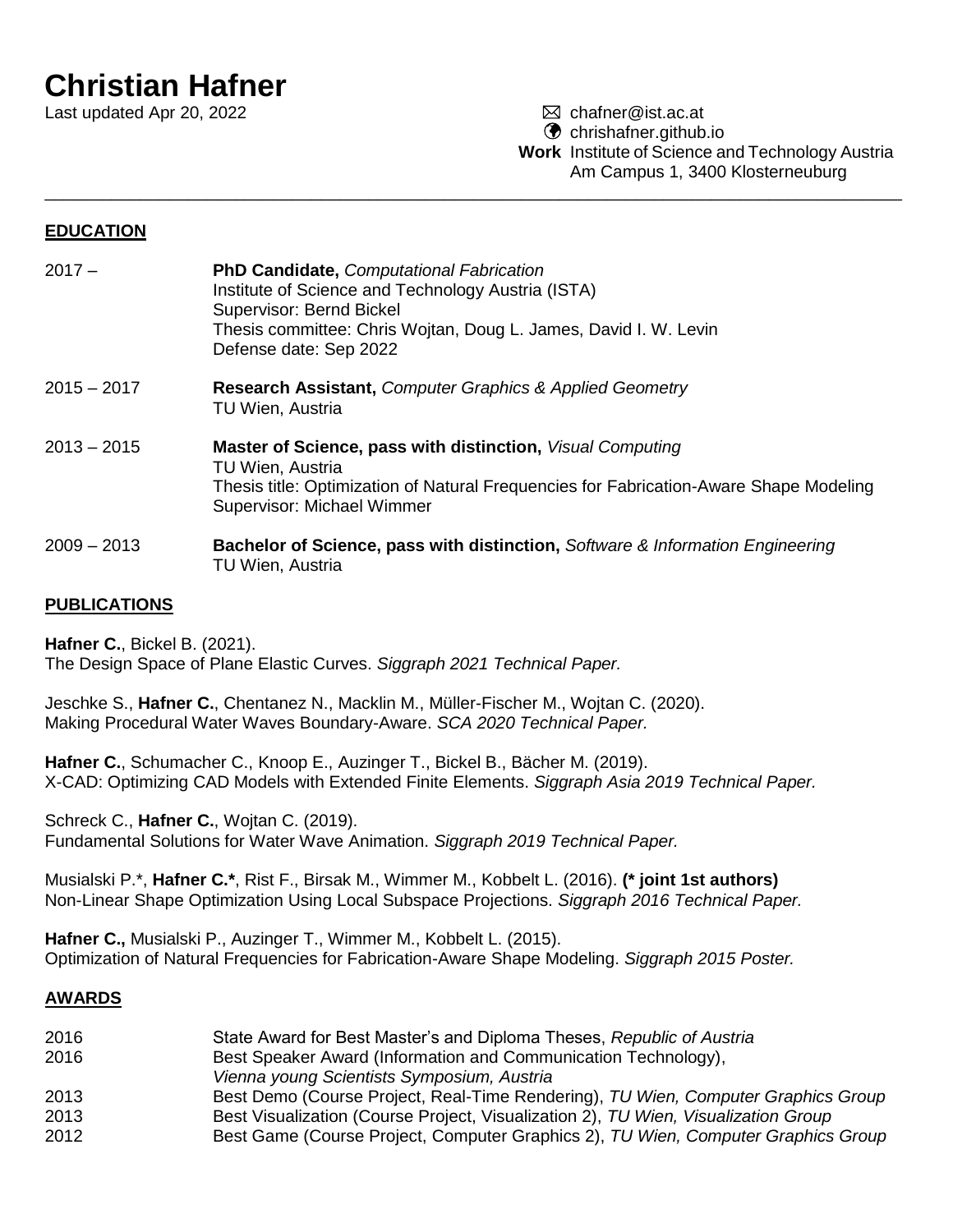# Christian Hafner

Last updated Apr 20, 2022

chafner@ist.ac.at
chrishafner.github.io
**Work** Institute of Science and Technology Austria
Am Campus 1, 3400 Klosterneuburg

---

## EDUCATION

2017 – **PhD Candidate,** *Computational Fabrication*
Institute of Science and Technology Austria (ISTA)
Supervisor: Bernd Bickel
Thesis committee: Chris Wojtan, Doug L. James, David I. W. Levin
Defense date: Sep 2022

2015 – 2017 **Research Assistant,** *Computer Graphics & Applied Geometry*
TU Wien, Austria

2013 – 2015 **Master of Science, pass with distinction,** *Visual Computing*
TU Wien, Austria
Thesis title: Optimization of Natural Frequencies for Fabrication-Aware Shape Modeling
Supervisor: Michael Wimmer

2009 – 2013 **Bachelor of Science, pass with distinction,** *Software & Information Engineering*
TU Wien, Austria

## PUBLICATIONS

**Hafner C.**, Bickel B. (2021).
The Design Space of Plane Elastic Curves. *Siggraph 2021 Technical Paper.*

Jeschke S., **Hafner C.**, Chentanez N., Macklin M., Müller-Fischer M., Wojtan C. (2020).
Making Procedural Water Waves Boundary-Aware. *SCA 2020 Technical Paper.*

**Hafner C.**, Schumacher C., Knoop E., Auzinger T., Bickel B., Bächer M. (2019).
X-CAD: Optimizing CAD Models with Extended Finite Elements. *Siggraph Asia 2019 Technical Paper.*

Schreck C., **Hafner C.**, Wojtan C. (2019).
Fundamental Solutions for Water Wave Animation. *Siggraph 2019 Technical Paper.*

Musialski P.*, **Hafner C.***, Rist F., Birsak M., Wimmer M., Kobbelt L. (2016). **(* joint 1st authors)**
Non-Linear Shape Optimization Using Local Subspace Projections. *Siggraph 2016 Technical Paper.*

**Hafner C.,** Musialski P., Auzinger T., Wimmer M., Kobbelt L. (2015).
Optimization of Natural Frequencies for Fabrication-Aware Shape Modeling. *Siggraph 2015 Poster.*

## AWARDS

2016 State Award for Best Master's and Diploma Theses, *Republic of Austria*
2016 Best Speaker Award (Information and Communication Technology),
*Vienna young Scientists Symposium, Austria*
2013 Best Demo (Course Project, Real-Time Rendering), *TU Wien, Computer Graphics Group*
2013 Best Visualization (Course Project, Visualization 2), *TU Wien, Visualization Group*
2012 Best Game (Course Project, Computer Graphics 2), *TU Wien, Computer Graphics Group*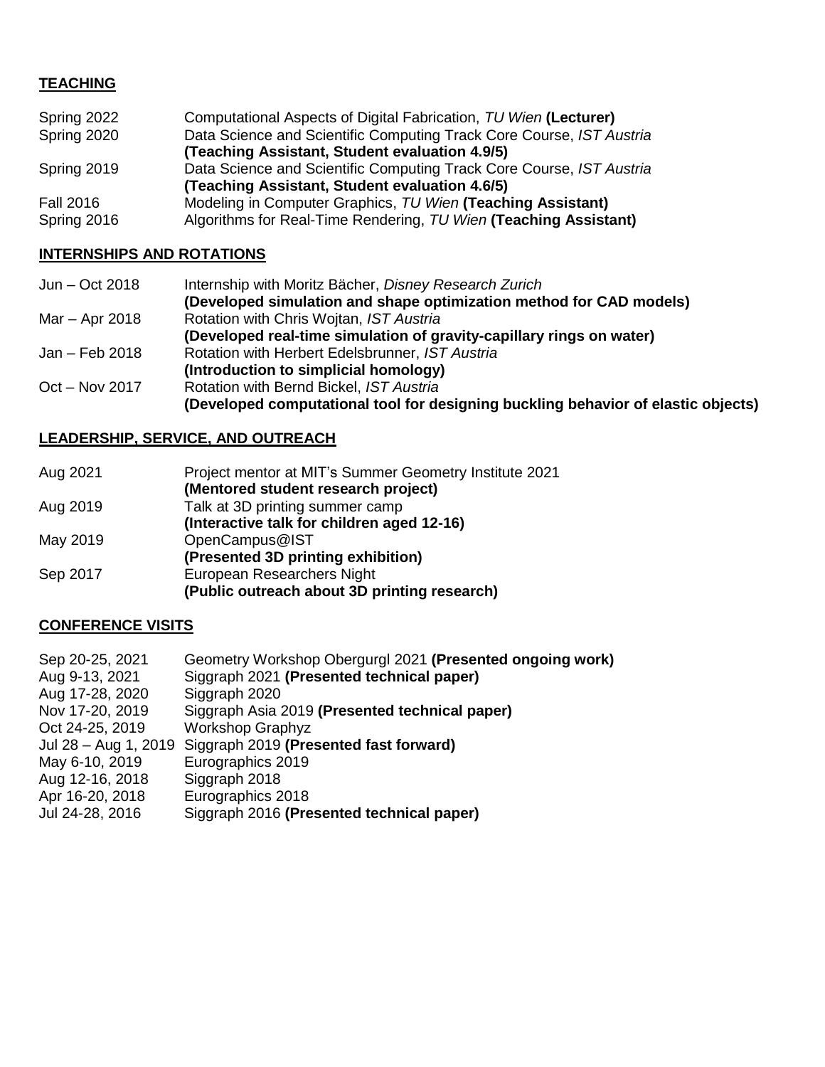## TEACHING

| | |
|---|---|
| Spring 2022 | Computational Aspects of Digital Fabrication, *TU Wien* **(Lecturer)** |
| Spring 2020 | Data Science and Scientific Computing Track Core Course, *IST Austria* **(Teaching Assistant, Student evaluation 4.9/5)** |
| Spring 2019 | Data Science and Scientific Computing Track Core Course, *IST Austria* **(Teaching Assistant, Student evaluation 4.6/5)** |
| Fall 2016 | Modeling in Computer Graphics, *TU Wien* **(Teaching Assistant)** |
| Spring 2016 | Algorithms for Real-Time Rendering, *TU Wien* **(Teaching Assistant)** |

## INTERNSHIPS AND ROTATIONS

| | |
|---|---|
| Jun – Oct 2018 | Internship with Moritz Bächer, *Disney Research Zurich* **(Developed simulation and shape optimization method for CAD models)** |
| Mar – Apr 2018 | Rotation with Chris Wojtan, *IST Austria* **(Developed real-time simulation of gravity-capillary rings on water)** |
| Jan – Feb 2018 | Rotation with Herbert Edelsbrunner, *IST Austria* **(Introduction to simplicial homology)** |
| Oct – Nov 2017 | Rotation with Bernd Bickel, *IST Austria* **(Developed computational tool for designing buckling behavior of elastic objects)** |

## LEADERSHIP, SERVICE, AND OUTREACH

| | |
|---|---|
| Aug 2021 | Project mentor at MIT's Summer Geometry Institute 2021 **(Mentored student research project)** |
| Aug 2019 | Talk at 3D printing summer camp **(Interactive talk for children aged 12-16)** |
| May 2019 | OpenCampus@IST **(Presented 3D printing exhibition)** |
| Sep 2017 | European Researchers Night **(Public outreach about 3D printing research)** |

## CONFERENCE VISITS

| | |
|---|---|
| Sep 20-25, 2021 | Geometry Workshop Obergurgl 2021 **(Presented ongoing work)** |
| Aug 9-13, 2021 | Siggraph 2021 **(Presented technical paper)** |
| Aug 17-28, 2020 | Siggraph 2020 |
| Nov 17-20, 2019 | Siggraph Asia 2019 **(Presented technical paper)** |
| Oct 24-25, 2019 | Workshop Graphyz |
| Jul 28 – Aug 1, 2019 | Siggraph 2019 **(Presented fast forward)** |
| May 6-10, 2019 | Eurographics 2019 |
| Aug 12-16, 2018 | Siggraph 2018 |
| Apr 16-20, 2018 | Eurographics 2018 |
| Jul 24-28, 2016 | Siggraph 2016 **(Presented technical paper)** |